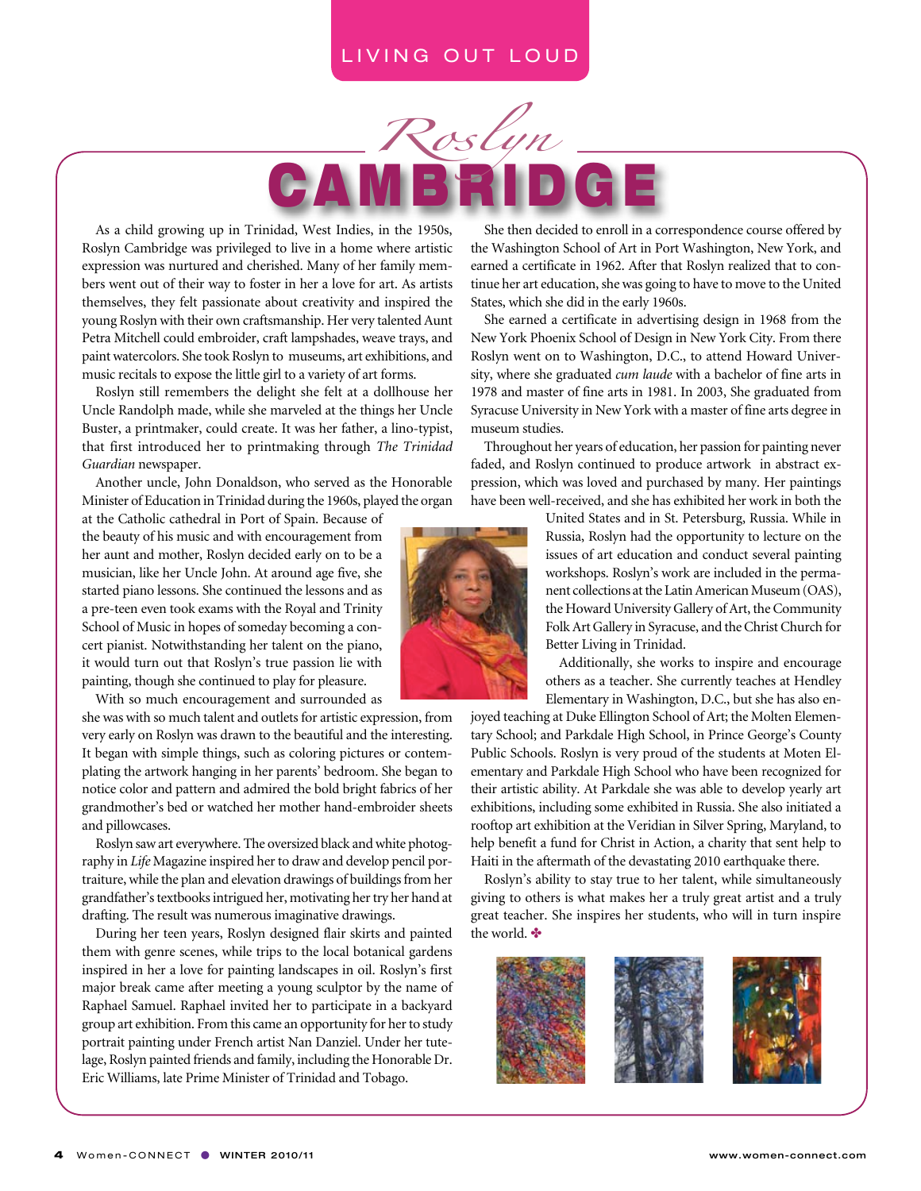LIVING OUT LOUD

# *Roslyn* CAMBRIDGE

As a child growing up in Trinidad, West Indies, in the 1950s, Roslyn Cambridge was privileged to live in a home where artistic expression was nurtured and cherished. Many of her family members went out of their way to foster in her a love for art. As artists themselves, they felt passionate about creativity and inspired the young Roslyn with their own craftsmanship. Her very talented Aunt Petra Mitchell could embroider, craft lampshades, weave trays, and paint watercolors. She took Roslyn to museums, art exhibitions, and music recitals to expose the little girl to a variety of art forms.

Roslyn still remembers the delight she felt at a dollhouse her Uncle Randolph made, while she marveled at the things her Uncle Buster, a printmaker, could create. It was her father, a lino-typist, that first introduced her to printmaking through *The Trinidad Guardian* newspaper.

Another uncle, John Donaldson, who served as the Honorable Minister of Education in Trinidad during the 1960s, played the organ at the Catholic cathedral in Port of Spain. Because of the beauty of his music and with encouragement from her aunt and mother, Roslyn decided early on to be a musician, like her Uncle John. At around age five, she started piano lessons. She continued the lessons and as a pre-teen even took exams with the Royal and Trinity School of Music in hopes of someday becoming a concert pianist. Notwithstanding her talent on the piano, it would turn out that Roslyn's true passion lie with painting, though she continued to play for pleasure.

With so much encouragement and surrounded as she was with so much talent and outlets for artistic expression, from very early on Roslyn was drawn to the beautiful and the interesting. It began with simple things, such as coloring pictures or contemplating the artwork hanging in her parents' bedroom. She began to notice color and pattern and admired the bold bright fabrics of her grandmother's bed or watched her mother hand-embroider sheets and pillowcases.

Roslyn saw art everywhere. The oversized black and white photography in *Life* Magazine inspired her to draw and develop pencil portraiture, while the plan and elevation drawings of buildings from her grandfather's textbooks intrigued her, motivating her try her hand at drafting. The result was numerous imaginative drawings.

During her teen years, Roslyn designed flair skirts and painted them with genre scenes, while trips to the local botanical gardens inspired in her a love for painting landscapes in oil. Roslyn's first major break came after meeting a young sculptor by the name of Raphael Samuel. Raphael invited her to participate in a backyard group art exhibition. From this came an opportunity for her to study portrait painting under French artist Nan Danziel. Under her tutelage, Roslyn painted friends and family, including the Honorable Dr. Eric Williams, late Prime Minister of Trinidad and Tobago.

She then decided to enroll in a correspondence course offered by the Washington School of Art in Port Washington, New York, and earned a certificate in 1962. After that Roslyn realized that to continue her art education, she was going to have to move to the United States, which she did in the early 1960s.

She earned a certificate in advertising design in 1968 from the New York Phoenix School of Design in New York City. From there Roslyn went on to Washington, D.C., to attend Howard University, where she graduated *cum laude* with a bachelor of fine arts in 1978 and master of fine arts in 1981. In 2003, She graduated from Syracuse University in New York with a master of fine arts degree in museum studies.

Throughout her years of education, her passion for painting never faded, and Roslyn continued to produce artwork in abstract expression, which was loved and purchased by many. Her paintings have been well-received, and she has exhibited her work in both the United States and in St. Petersburg, Russia. While in Russia, Roslyn had the opportunity to lecture on the issues of art education and conduct several painting workshops. Roslyn's work are included in the permanent collections at the Latin American Museum (OAS), the Howard University Gallery of Art, the Community Folk Art Gallery in Syracuse, and the Christ Church for Better Living in Trinidad.

Additionally, she works to inspire and encourage others as a teacher. She currently teaches at Hendley Elementary in Washington, D.C., but she has also enjoyed teaching at Duke Ellington School of Art; the Molten Elementary School; and Parkdale High School, in Prince George's County Public Schools. Roslyn is very proud of the students at Moten Elementary and Parkdale High School who have been recognized for their artistic ability. At Parkdale she was able to develop yearly art exhibitions, including some exhibited in Russia. She also initiated a rooftop art exhibition at the Veridian in Silver Spring, Maryland, to help benefit a fund for Christ in Action, a charity that sent help to Haiti in the aftermath of the devastating 2010 earthquake there.

Roslyn's ability to stay true to her talent, while simultaneously giving to others is what makes her a truly great artist and a truly great teacher. She inspires her students, who will in turn inspire the world. ✤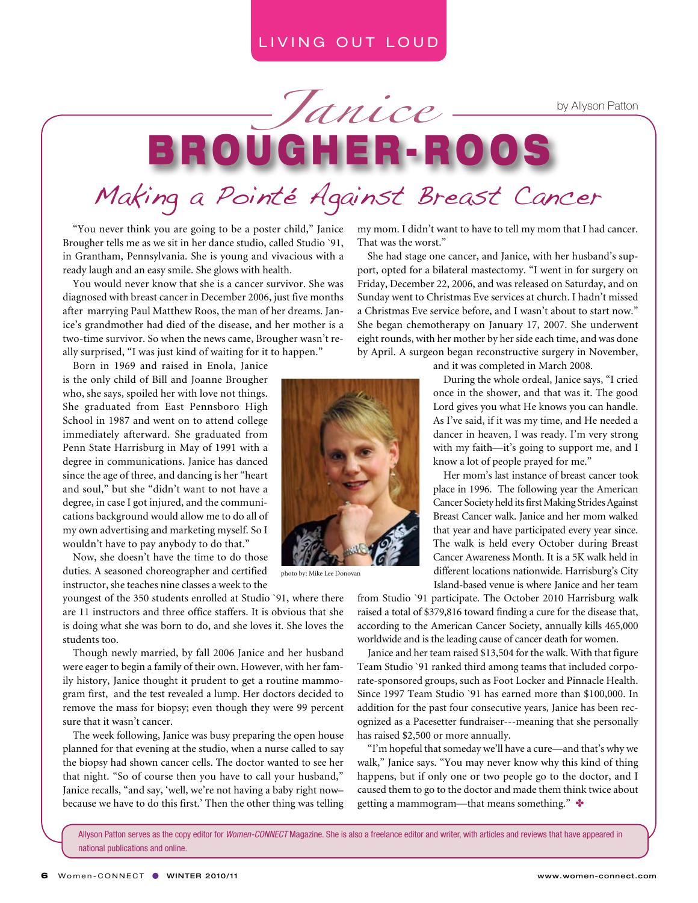LIVING OUT LOUD

# *Janice* BROUGHER-ROOS

## Making a Pointé Against Breast Cancer

by Allyson Patton

"You never think you are going to be a poster child," Janice Brougher tells me as we sit in her dance studio, called Studio `91, in Grantham, Pennsylvania. She is young and vivacious with a ready laugh and an easy smile. She glows with health.

You would never know that she is a cancer survivor. She was diagnosed with breast cancer in December 2006, just five months after marrying Paul Matthew Roos, the man of her dreams. Janice's grandmother had died of the disease, and her mother is a two-time survivor. So when the news came, Brougher wasn't really surprised, "I was just kind of waiting for it to happen."

Born in 1969 and raised in Enola, Janice is the only child of Bill and Joanne Brougher who, she says, spoiled her with love not things. She graduated from East Pennsboro High School in 1987 and went on to attend college immediately afterward. She graduated from Penn State Harrisburg in May of 1991 with a degree in communications. Janice has danced since the age of three, and dancing is her "heart and soul," but she "didn't want to not have a degree, in case I got injured, and the communications background would allow me to do all of my own advertising and marketing myself. So I wouldn't have to pay anybody to do that."

photo by: Mike Lee Donovan

Now, she doesn't have the time to do those duties. A seasoned choreographer and certified instructor, she teaches nine classes a week to the youngest of the 350 students enrolled at Studio `91, where there are 11 instructors and three office staffers. It is obvious that she is doing what she was born to do, and she loves it. She loves the students too.

Though newly married, by fall 2006 Janice and her husband were eager to begin a family of their own. However, with her family history, Janice thought it prudent to get a routine mammogram first, and the test revealed a lump. Her doctors decided to remove the mass for biopsy; even though they were 99 percent sure that it wasn't cancer.

The week following, Janice was busy preparing the open house planned for that evening at the studio, when a nurse called to say the biopsy had shown cancer cells. The doctor wanted to see her that night. "So of course then you have to call your husband," Janice recalls, "and say, 'well, we're not having a baby right now–because we have to do this first.' Then the other thing was telling my mom. I didn't want to have to tell my mom that I had cancer. That was the worst."

She had stage one cancer, and Janice, with her husband's support, opted for a bilateral mastectomy. "I went in for surgery on Friday, December 22, 2006, and was released on Saturday, and on Sunday went to Christmas Eve services at church. I hadn't missed a Christmas Eve service before, and I wasn't about to start now." She began chemotherapy on January 17, 2007. She underwent eight rounds, with her mother by her side each time, and was done by April. A surgeon began reconstructive surgery in November, and it was completed in March 2008.

During the whole ordeal, Janice says, "I cried once in the shower, and that was it. The good Lord gives you what He knows you can handle. As I've said, if it was my time, and He needed a dancer in heaven, I was ready. I'm very strong with my faith—it's going to support me, and I know a lot of people prayed for me."

Her mom's last instance of breast cancer took place in 1996. The following year the American Cancer Society held its first Making Strides Against Breast Cancer walk. Janice and her mom walked that year and have participated every year since. The walk is held every October during Breast Cancer Awareness Month. It is a 5K walk held in different locations nationwide. Harrisburg's City Island-based venue is where Janice and her team from Studio `91 participate. The October 2010 Harrisburg walk raised a total of $379,816 toward finding a cure for the disease that, according to the American Cancer Society, annually kills 465,000 worldwide and is the leading cause of cancer death for women.

Janice and her team raised $13,504 for the walk. With that figure Team Studio `91 ranked third among teams that included corporate-sponsored groups, such as Foot Locker and Pinnacle Health. Since 1997 Team Studio `91 has earned more than $100,000. In addition for the past four consecutive years, Janice has been recognized as a Pacesetter fundraiser---meaning that she personally has raised $2,500 or more annually.

"I'm hopeful that someday we'll have a cure—and that's why we walk," Janice says. "You may never know why this kind of thing happens, but if only one or two people go to the doctor, and I caused them to go to the doctor and made them think twice about getting a mammogram—that means something." ✤

Allyson Patton serves as the copy editor for *Women-CONNECT* Magazine. She is also a freelance editor and writer, with articles and reviews that have appeared in national publications and online.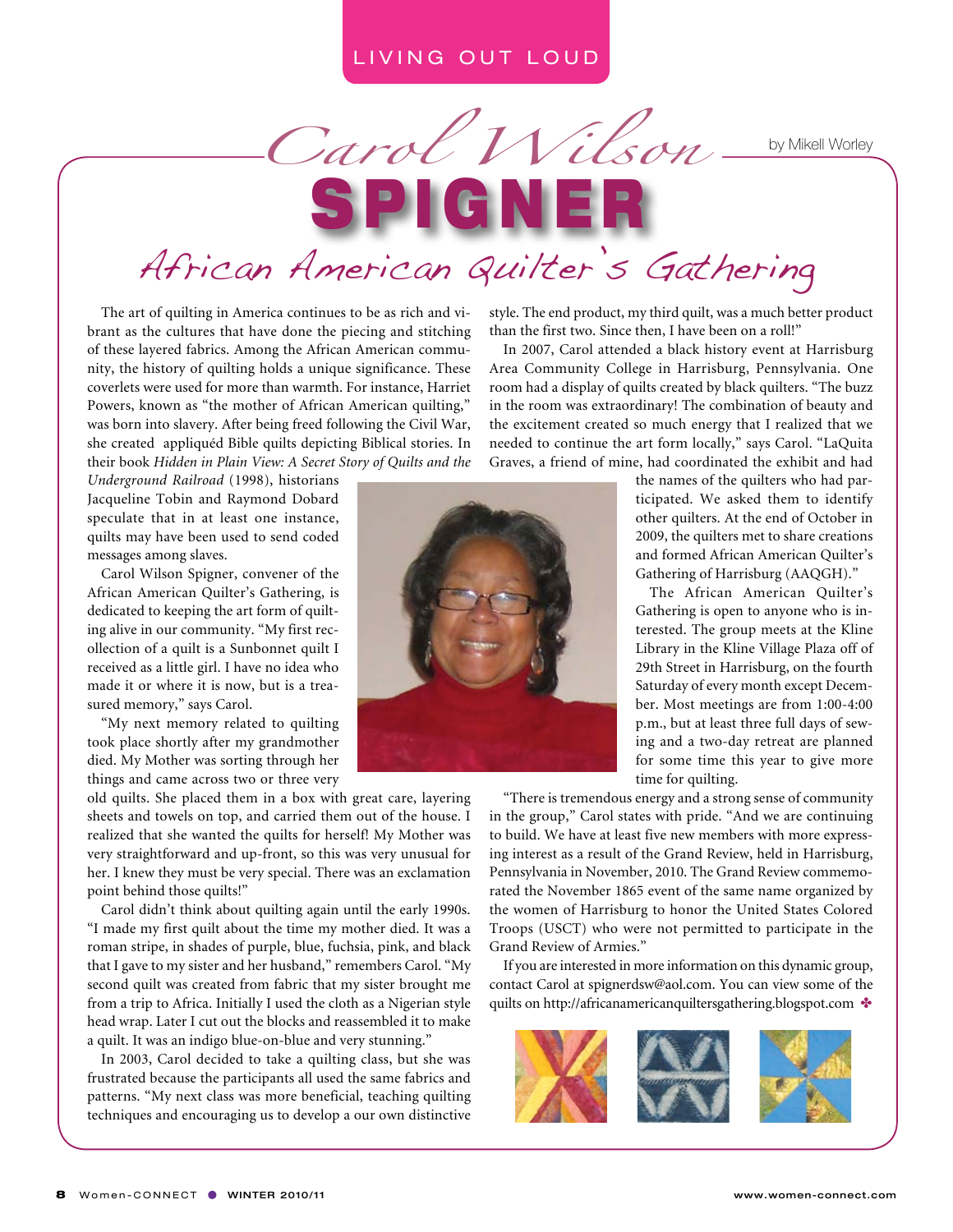LIVING OUT LOUD

# Carol Wilson SPIGNER

by Mikell Worley

## African American Quilter's Gathering

The art of quilting in America continues to be as rich and vibrant as the cultures that have done the piecing and stitching of these layered fabrics. Among the African American community, the history of quilting holds a unique significance. These coverlets were used for more than warmth. For instance, Harriet Powers, known as "the mother of African American quilting," was born into slavery. After being freed following the Civil War, she created appliquéd Bible quilts depicting Biblical stories. In their book *Hidden in Plain View: A Secret Story of Quilts and the Underground Railroad* (1998), historians Jacqueline Tobin and Raymond Dobard speculate that in at least one instance, quilts may have been used to send coded messages among slaves.

Carol Wilson Spigner, convener of the African American Quilter's Gathering, is dedicated to keeping the art form of quilting alive in our community. "My first recollection of a quilt is a Sunbonnet quilt I received as a little girl. I have no idea who made it or where it is now, but is a treasured memory," says Carol.

"My next memory related to quilting took place shortly after my grandmother died. My Mother was sorting through her things and came across two or three very old quilts. She placed them in a box with great care, layering sheets and towels on top, and carried them out of the house. I realized that she wanted the quilts for herself! My Mother was very straightforward and up-front, so this was very unusual for her. I knew they must be very special. There was an exclamation point behind those quilts!"

Carol didn't think about quilting again until the early 1990s. "I made my first quilt about the time my mother died. It was a roman stripe, in shades of purple, blue, fuchsia, pink, and black that I gave to my sister and her husband," remembers Carol. "My second quilt was created from fabric that my sister brought me from a trip to Africa. Initially I used the cloth as a Nigerian style head wrap. Later I cut out the blocks and reassembled it to make a quilt. It was an indigo blue-on-blue and very stunning."

In 2003, Carol decided to take a quilting class, but she was frustrated because the participants all used the same fabrics and patterns. "My next class was more beneficial, teaching quilting techniques and encouraging us to develop a our own distinctive style. The end product, my third quilt, was a much better product than the first two. Since then, I have been on a roll!"

In 2007, Carol attended a black history event at Harrisburg Area Community College in Harrisburg, Pennsylvania. One room had a display of quilts created by black quilters. "The buzz in the room was extraordinary! The combination of beauty and the excitement created so much energy that I realized that we needed to continue the art form locally," says Carol. "LaQuita Graves, a friend of mine, had coordinated the exhibit and had the names of the quilters who had participated. We asked them to identify other quilters. At the end of October in 2009, the quilters met to share creations and formed African American Quilter's Gathering of Harrisburg (AAQGH)."

The African American Quilter's Gathering is open to anyone who is interested. The group meets at the Kline Library in the Kline Village Plaza off of 29th Street in Harrisburg, on the fourth Saturday of every month except December. Most meetings are from 1:00-4:00 p.m., but at least three full days of sewing and a two-day retreat are planned for some time this year to give more time for quilting.

"There is tremendous energy and a strong sense of community in the group," Carol states with pride. "And we are continuing to build. We have at least five new members with more expressing interest as a result of the Grand Review, held in Harrisburg, Pennsylvania in November, 2010. The Grand Review commemorated the November 1865 event of the same name organized by the women of Harrisburg to honor the United States Colored Troops (USCT) who were not permitted to participate in the Grand Review of Armies."

If you are interested in more information on this dynamic group, contact Carol at spignerdsw@aol.com. You can view some of the quilts on http://africanamericanquiltersgathering.blogspot.com ✤